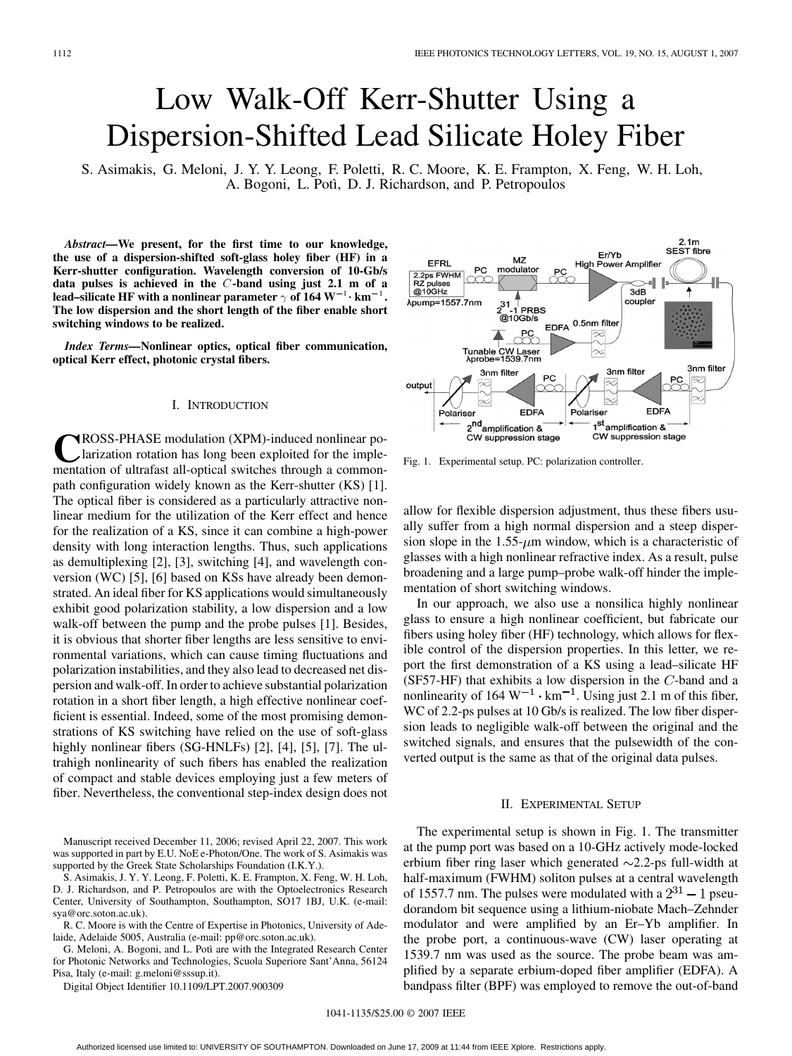# Low Walk-Off Kerr-Shutter Using a Dispersion-Shifted Lead Silicate Holey Fiber

S. Asimakis, G. Meloni, J. Y. Y. Leong, F. Poletti, R. C. Moore, K. E. Frampton, X. Feng, W. H. Loh, A. Bogoni, L. Potì, D. J. Richardson, and P. Petropoulos

***Abstract*—We present, for the first time to our knowledge, the use of a dispersion-shifted soft-glass holey fiber (HF) in a Kerr-shutter configuration. Wavelength conversion of 10-Gb/s data pulses is achieved in the $C$-band using just 2.1 m of a lead–silicate HF with a nonlinear parameter $\gamma$ of 164 $\mathrm{W}^{-1}\cdot\mathrm{km}^{-1}$. The low dispersion and the short length of the fiber enable short switching windows to be realized.**

***Index Terms*—Nonlinear optics, optical fiber communication, optical Kerr effect, photonic crystal fibers.**

## I. Introduction

Cross-phase modulation (XPM)-induced nonlinear polarization rotation has long been exploited for the implementation of ultrafast all-optical switches through a common-path configuration widely known as the Kerr-shutter (KS) [1]. The optical fiber is considered as a particularly attractive nonlinear medium for the utilization of the Kerr effect and hence for the realization of a KS, since it can combine a high-power density with long interaction lengths. Thus, such applications as demultiplexing [2], [3], switching [4], and wavelength conversion (WC) [5], [6] based on KSs have already been demonstrated. An ideal fiber for KS applications would simultaneously exhibit good polarization stability, a low dispersion and a low walk-off between the pump and the probe pulses [1]. Besides, it is obvious that shorter fiber lengths are less sensitive to environmental variations, which can cause timing fluctuations and polarization instabilities, and they also lead to decreased net dispersion and walk-off. In order to achieve substantial polarization rotation in a short fiber length, a high effective nonlinear coefficient is essential. Indeed, some of the most promising demonstrations of KS switching have relied on the use of soft-glass highly nonlinear fibers (SG-HNLFs) [2], [4], [5], [7]. The ultrahigh nonlinearity of such fibers has enabled the realization of compact and stable devices employing just a few meters of fiber. Nevertheless, the conventional step-index design does not allow for flexible dispersion adjustment, thus these fibers usually suffer from a high normal dispersion and a steep dispersion slope in the 1.55-$\mu$m window, which is a characteristic of glasses with a high nonlinear refractive index. As a result, pulse broadening and a large pump–probe walk-off hinder the implementation of short switching windows.

In our approach, we also use a nonsilica highly nonlinear glass to ensure a high nonlinear coefficient, but fabricate our fibers using holey fiber (HF) technology, which allows for flexible control of the dispersion properties. In this letter, we report the first demonstration of a KS using a lead–silicate HF (SF57-HF) that exhibits a low dispersion in the $C$-band and a nonlinearity of 164 $\mathrm{W}^{-1}\cdot\mathrm{km}^{-1}$. Using just 2.1 m of this fiber, WC of 2.2-ps pulses at 10 Gb/s is realized. The low fiber dispersion leads to negligible walk-off between the original and the switched signals, and ensures that the pulsewidth of the converted output is the same as that of the original data pulses.

Fig. 1. Experimental setup. PC: polarization controller.

## II. Experimental Setup

The experimental setup is shown in Fig. 1. The transmitter at the pump port was based on a 10-GHz actively mode-locked erbium fiber ring laser which generated ~2.2-ps full-width at half-maximum (FWHM) soliton pulses at a central wavelength of 1557.7 nm. The pulses were modulated with a $2^{31}-1$ pseudorandom bit sequence using a lithium-niobate Mach–Zehnder modulator and were amplified by an Er–Yb amplifier. In the probe port, a continuous-wave (CW) laser operating at 1539.7 nm was used as the source. The probe beam was amplified by a separate erbium-doped fiber amplifier (EDFA). A bandpass filter (BPF) was employed to remove the out-of-band

Manuscript received December 11, 2006; revised April 22, 2007. This work was supported in part by E.U. NoE e-Photon/One. The work of S. Asimakis was supported by the Greek State Scholarships Foundation (I.K.Y.).

S. Asimakis, J. Y. Y. Leong, F. Poletti, K. E. Frampton, X. Feng, W. H. Loh, D. J. Richardson, and P. Petropoulos are with the Optoelectronics Research Center, University of Southampton, Southampton, SO17 1BJ, U.K. (e-mail: sya@orc.soton.ac.uk).

R. C. Moore is with the Centre of Expertise in Photonics, University of Adelaide, Adelaide 5005, Australia (e-mail: pp@orc.soton.ac.uk).

G. Meloni, A. Bogoni, and L. Potì are with the Integrated Research Center for Photonic Networks and Technologies, Scuola Superiore Sant'Anna, 56124 Pisa, Italy (e-mail: g.meloni@sssup.it).

Digital Object Identifier 10.1109/LPT.2007.900309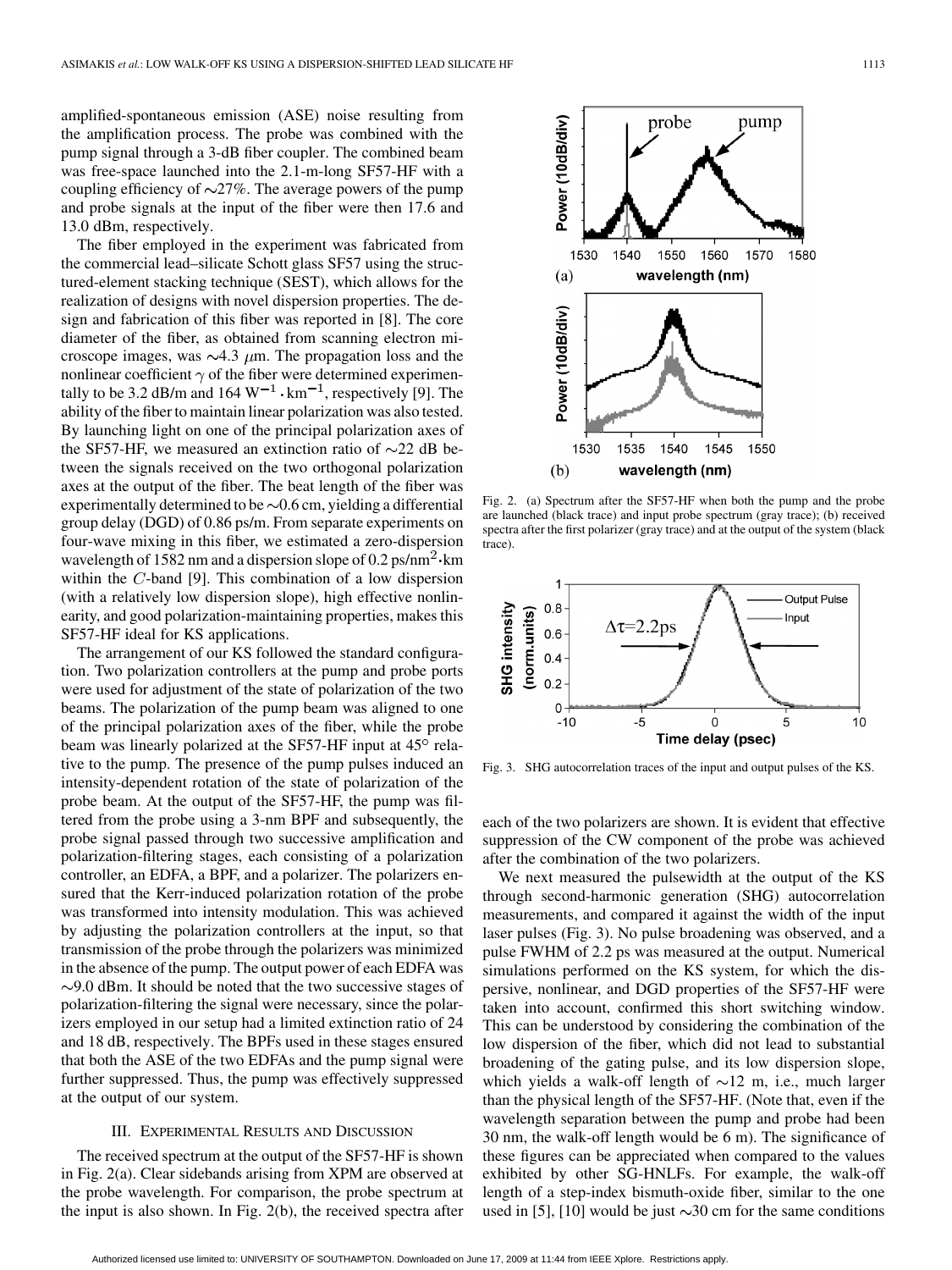amplified-spontaneous emission (ASE) noise resulting from the amplification process. The probe was combined with the pump signal through a 3-dB fiber coupler. The combined beam was free-space launched into the 2.1-m-long SF57-HF with a coupling efficiency of ~27%. The average powers of the pump and probe signals at the input of the fiber were then 17.6 and 13.0 dBm, respectively.

The fiber employed in the experiment was fabricated from the commercial lead–silicate Schott glass SF57 using the structured-element stacking technique (SEST), which allows for the realization of designs with novel dispersion properties. The design and fabrication of this fiber was reported in [8]. The core diameter of the fiber, as obtained from scanning electron microscope images, was ~4.3 $\mu$m. The propagation loss and the nonlinear coefficient $\gamma$ of the fiber were determined experimentally to be 3.2 dB/m and 164 $\mathrm{W}^{-1} \cdot \mathrm{km}^{-1}$, respectively [9]. The ability of the fiber to maintain linear polarization was also tested. By launching light on one of the principal polarization axes of the SF57-HF, we measured an extinction ratio of ~22 dB between the signals received on the two orthogonal polarization axes at the output of the fiber. The beat length of the fiber was experimentally determined to be ~0.6 cm, yielding a differential group delay (DGD) of 0.86 ps/m. From separate experiments on four-wave mixing in this fiber, we estimated a zero-dispersion wavelength of 1582 nm and a dispersion slope of 0.2 $\mathrm{ps/nm^2 \cdot km}$ within the $C$-band [9]. This combination of a low dispersion (with a relatively low dispersion slope), high effective nonlinearity, and good polarization-maintaining properties, makes this SF57-HF ideal for KS applications.

The arrangement of our KS followed the standard configuration. Two polarization controllers at the pump and probe ports were used for adjustment of the state of polarization of the two beams. The polarization of the pump beam was aligned to one of the principal polarization axes of the fiber, while the probe beam was linearly polarized at the SF57-HF input at 45° relative to the pump. The presence of the pump pulses induced an intensity-dependent rotation of the state of polarization of the probe beam. At the output of the SF57-HF, the pump was filtered from the probe using a 3-nm BPF and subsequently, the probe signal passed through two successive amplification and polarization-filtering stages, each consisting of a polarization controller, an EDFA, a BPF, and a polarizer. The polarizers ensured that the Kerr-induced polarization rotation of the probe was transformed into intensity modulation. This was achieved by adjusting the polarization controllers at the input, so that transmission of the probe through the polarizers was minimized in the absence of the pump. The output power of each EDFA was ~9.0 dBm. It should be noted that the two successive stages of polarization-filtering the signal were necessary, since the polarizers employed in our setup had a limited extinction ratio of 24 and 18 dB, respectively. The BPFs used in these stages ensured that both the ASE of the two EDFAs and the pump signal were further suppressed. Thus, the pump was effectively suppressed at the output of our system.

## III. Experimental Results and Discussion

The received spectrum at the output of the SF57-HF is shown in Fig. 2(a). Clear sidebands arising from XPM are observed at the probe wavelength. For comparison, the probe spectrum at the input is also shown. In Fig. 2(b), the received spectra after each of the two polarizers are shown. It is evident that effective suppression of the CW component of the probe was achieved after the combination of the two polarizers.

Fig. 2. (a) Spectrum after the SF57-HF when both the pump and the probe are launched (black trace) and input probe spectrum (gray trace); (b) received spectra after the first polarizer (gray trace) and at the output of the system (black trace).

Fig. 3. SHG autocorrelation traces of the input and output pulses of the KS.

We next measured the pulsewidth at the output of the KS through second-harmonic generation (SHG) autocorrelation measurements, and compared it against the width of the input laser pulses (Fig. 3). No pulse broadening was observed, and a pulse FWHM of 2.2 ps was measured at the output. Numerical simulations performed on the KS system, for which the dispersive, nonlinear, and DGD properties of the SF57-HF were taken into account, confirmed this short switching window. This can be understood by considering the combination of the low dispersion of the fiber, which did not lead to substantial broadening of the gating pulse, and its low dispersion slope, which yields a walk-off length of ~12 m, i.e., much larger than the physical length of the SF57-HF. (Note that, even if the wavelength separation between the pump and probe had been 30 nm, the walk-off length would be 6 m). The significance of these figures can be appreciated when compared to the values exhibited by other SG-HNLFs. For example, the walk-off length of a step-index bismuth-oxide fiber, similar to the one used in [5], [10] would be just ~30 cm for the same conditions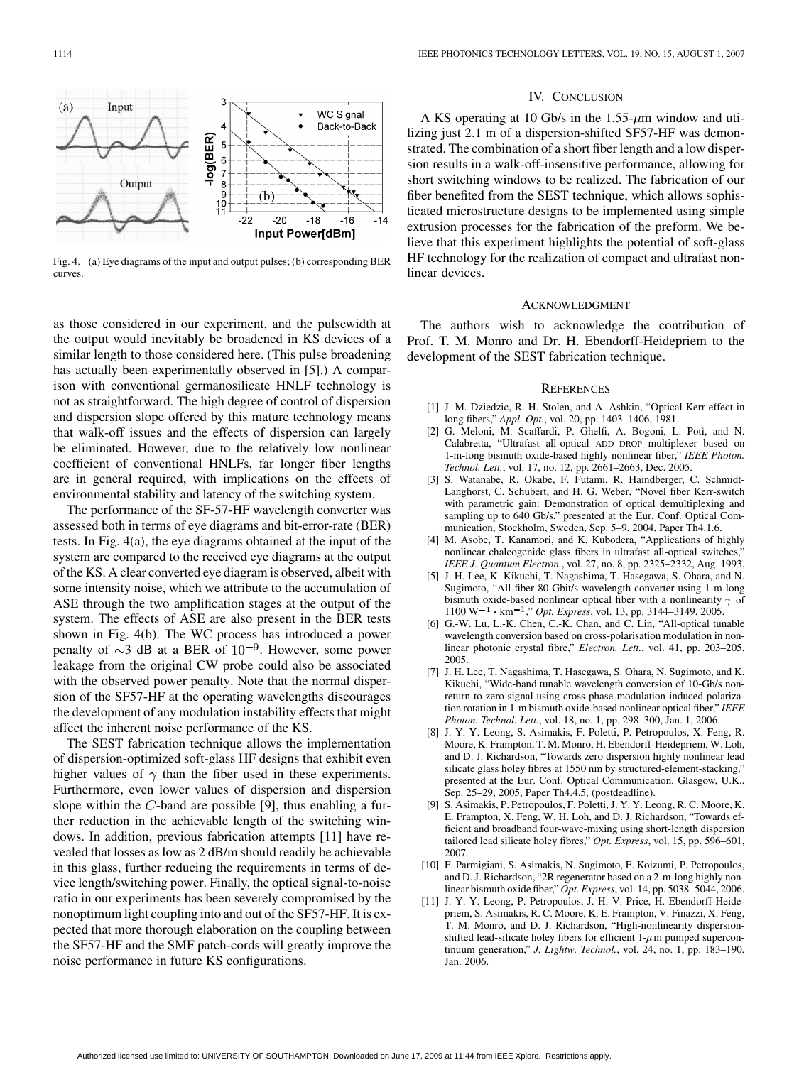(a) Input

Output

(b)

-log(BER)

3
4
5
6
7
8
9
10
11

-22 -20 -18 -16 -14

Input Power[dBm]

WC Signal
Back-to-Back

Fig. 4. (a) Eye diagrams of the input and output pulses; (b) corresponding BER curves.

as those considered in our experiment, and the pulsewidth at the output would inevitably be broadened in KS devices of a similar length to those considered here. (This pulse broadening has actually been experimentally observed in [5].) A comparison with conventional germanosilicate HNLF technology is not as straightforward. The high degree of control of dispersion and dispersion slope offered by this mature technology means that walk-off issues and the effects of dispersion can largely be eliminated. However, due to the relatively low nonlinear coefficient of conventional HNLFs, far longer fiber lengths are in general required, with implications on the effects of environmental stability and latency of the switching system.

The performance of the SF-57-HF wavelength converter was assessed both in terms of eye diagrams and bit-error-rate (BER) tests. In Fig. 4(a), the eye diagrams obtained at the input of the system are compared to the received eye diagrams at the output of the KS. A clear converted eye diagram is observed, albeit with some intensity noise, which we attribute to the accumulation of ASE through the two amplification stages at the output of the system. The effects of ASE are also present in the BER tests shown in Fig. 4(b). The WC process has introduced a power penalty of $\sim$3 dB at a BER of $10^{-9}$. However, some power leakage from the original CW probe could also be associated with the observed power penalty. Note that the normal dispersion of the SF57-HF at the operating wavelengths discourages the development of any modulation instability effects that might affect the inherent noise performance of the KS.

The SEST fabrication technique allows the implementation of dispersion-optimized soft-glass HF designs that exhibit even higher values of $\gamma$ than the fiber used in these experiments. Furthermore, even lower values of dispersion and dispersion slope within the $C$-band are possible [9], thus enabling a further reduction in the achievable length of the switching windows. In addition, previous fabrication attempts [11] have revealed that losses as low as 2 dB/m should readily be achievable in this glass, further reducing the requirements in terms of device length/switching power. Finally, the optical signal-to-noise ratio in our experiments has been severely compromised by the nonoptimum light coupling into and out of the SF57-HF. It is expected that more thorough elaboration on the coupling between the SF57-HF and the SMF patch-cords will greatly improve the noise performance in future KS configurations.

## IV. Conclusion

A KS operating at 10 Gb/s in the 1.55-$\mu$m window and utilizing just 2.1 m of a dispersion-shifted SF57-HF was demonstrated. The combination of a short fiber length and a low dispersion results in a walk-off-insensitive performance, allowing for short switching windows to be realized. The fabrication of our fiber benefited from the SEST technique, which allows sophisticated microstructure designs to be implemented using simple extrusion processes for the fabrication of the preform. We believe that this experiment highlights the potential of soft-glass HF technology for the realization of compact and ultrafast nonlinear devices.

## Acknowledgment

The authors wish to acknowledge the contribution of Prof. T. M. Monro and Dr. H. Ebendorff-Heidepriem to the development of the SEST fabrication technique.

## References

[1] J. M. Dziedzic, R. H. Stolen, and A. Ashkin, "Optical Kerr effect in long fibers," *Appl. Opt.*, vol. 20, pp. 1403–1406, 1981.

[2] G. Meloni, M. Scaffardi, P. Ghelfi, A. Bogoni, L. Potì, and N. Calabretta, "Ultrafast all-optical ADD–DROP multiplexer based on 1-m-long bismuth oxide-based highly nonlinear fiber," *IEEE Photon. Technol. Lett.*, vol. 17, no. 12, pp. 2661–2663, Dec. 2005.

[3] S. Watanabe, R. Okabe, F. Futami, R. Haindberger, C. Schmidt-Langhorst, C. Schubert, and H. G. Weber, "Novel fiber Kerr-switch with parametric gain: Demonstration of optical demultiplexing and sampling up to 640 Gb/s," presented at the Eur. Conf. Optical Communication, Stockholm, Sweden, Sep. 5–9, 2004, Paper Th4.1.6.

[4] M. Asobe, T. Kanamori, and K. Kubodera, "Applications of highly nonlinear chalcogenide glass fibers in ultrafast all-optical switches," *IEEE J. Quantum Electron.*, vol. 27, no. 8, pp. 2325–2332, Aug. 1993.

[5] J. H. Lee, K. Kikuchi, T. Nagashima, T. Hasegawa, S. Ohara, and N. Sugimoto, "All-fiber 80-Gbit/s wavelength converter using 1-m-long bismuth oxide-based highly nonlinear optical fiber with a nonlinearity $\gamma$ of 1100 $\text{W}^{-1}\cdot\text{km}^{-1}$," *Opt. Express*, vol. 13, pp. 3144–3149, 2005.

[6] G.-W. Lu, L.-K. Chen, C.-K. Chan, and C. Lin, "All-optical tunable wavelength conversion based on cross-polarisation modulation in nonlinear photonic crystal fibre," *Electron. Lett.*, vol. 41, pp. 203–205, 2005.

[7] J. H. Lee, T. Nagashima, T. Hasegawa, S. Ohara, N. Sugimoto, and K. Kikuchi, "Wide-band tunable wavelength conversion of 10-Gb/s nonreturn-to-zero signal using cross-phase-modulation-induced polarization rotation in 1-m bismuth oxide-based nonlinear optical fiber," *IEEE Photon. Technol. Lett.*, vol. 18, no. 1, pp. 298–300, Jan. 1, 2006.

[8] J. Y. Y. Leong, S. Asimakis, F. Poletti, P. Petropoulos, X. Feng, R. Moore, K. Frampton, T. M. Monro, H. Ebendorff-Heidepriem, W. Loh, and D. J. Richardson, "Towards zero dispersion highly nonlinear lead silicate glass holey fibres at 1550 nm by structured-element-stacking," presented at the Eur. Conf. Optical Communication, Glasgow, U.K., Sep. 25–29, 2005, Paper Th4.4.5, (postdeadline).

[9] S. Asimakis, P. Petropoulos, F. Poletti, J. Y. Y. Leong, R. C. Moore, K. E. Frampton, X. Feng, W. H. Loh, and D. J. Richardson, "Towards efficient and broadband four-wave-mixing using short-length dispersion tailored lead silicate holey fibres," *Opt. Express*, vol. 15, pp. 596–601, 2007.

[10] F. Parmigiani, S. Asimakis, N. Sugimoto, F. Koizumi, P. Petropoulos, and D. J. Richardson, "2R regenerator based on a 2-m-long highly nonlinear bismuth oxide fiber," *Opt. Express*, vol. 14, pp. 5038–5044, 2006.

[11] J. Y. Y. Leong, P. Petropoulos, J. H. V. Price, H. Ebendorff-Heidepriem, S. Asimakis, R. C. Moore, K. E. Frampton, V. Finazzi, X. Feng, T. M. Monro, and D. J. Richardson, "High-nonlinearity dispersion-shifted lead-silicate holey fibers for efficient 1-$\mu$m pumped supercontinuum generation," *J. Lightw. Technol.*, vol. 24, no. 1, pp. 183–190, Jan. 2006.